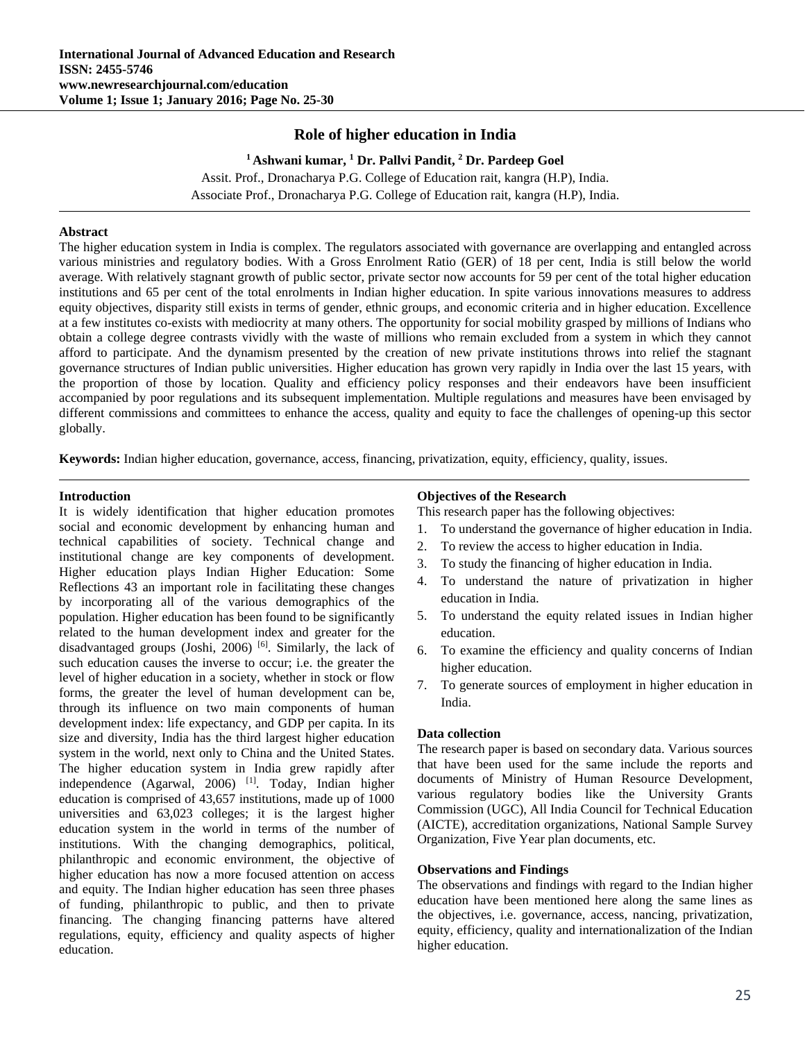# Role of higher education in India

**[1] Ashwani kumar, [1] Dr. Pallvi Pandit, [2] Dr. Pardeep Goel**

Assit. Prof., Dronacharya P.G. College of Education rait, kangra (H.P), India.

Associate Prof., Dronacharya P.G. College of Education rait, kangra (H.P), India.

---

**Abstract**

The higher education system in India is complex. The regulators associated with governance are overlapping and entangled across various ministries and regulatory bodies. With a Gross Enrolment Ratio (GER) of 18 per cent, India is still below the world average. With relatively stagnant growth of public sector, private sector now accounts for 59 per cent of the total higher education institutions and 65 per cent of the total enrolments in Indian higher education. In spite various innovations measures to address equity objectives, disparity still exists in terms of gender, ethnic groups, and economic criteria and in higher education. Excellence at a few institutes co-exists with mediocrity at many others. The opportunity for social mobility grasped by millions of Indians who obtain a college degree contrasts vividly with the waste of millions who remain excluded from a system in which they cannot afford to participate. And the dynamism presented by the creation of new private institutions throws into relief the stagnant governance structures of Indian public universities. Higher education has grown very rapidly in India over the last 15 years, with the proportion of those by location. Quality and efficiency policy responses and their endeavors have been insufficient accompanied by poor regulations and its subsequent implementation. Multiple regulations and measures have been envisaged by different commissions and committees to enhance the access, quality and equity to face the challenges of opening-up this sector globally.

**Keywords:** Indian higher education, governance, access, financing, privatization, equity, efficiency, quality, issues.

---

## Introduction

It is widely identification that higher education promotes social and economic development by enhancing human and technical capabilities of society. Technical change and institutional change are key components of development. Higher education plays Indian Higher Education: Some Reflections 43 an important role in facilitating these changes by incorporating all of the various demographics of the population. Higher education has been found to be significantly related to the human development index and greater for the disadvantaged groups (Joshi, 2006) [6]. Similarly, the lack of such education causes the inverse to occur; i.e. the greater the level of higher education in a society, whether in stock or flow forms, the greater the level of human development can be, through its influence on two main components of human development index: life expectancy, and GDP per capita. In its size and diversity, India has the third largest higher education system in the world, next only to China and the United States. The higher education system in India grew rapidly after independence (Agarwal, 2006) [1]. Today, Indian higher education is comprised of 43,657 institutions, made up of 1000 universities and 63,023 colleges; it is the largest higher education system in the world in terms of the number of institutions. With the changing demographics, political, philanthropic and economic environment, the objective of higher education has now a more focused attention on access and equity. The Indian higher education has seen three phases of funding, philanthropic to public, and then to private financing. The changing financing patterns have altered regulations, equity, efficiency and quality aspects of higher education.

## Objectives of the Research

This research paper has the following objectives:

1. To understand the governance of higher education in India.
2. To review the access to higher education in India.
3. To study the financing of higher education in India.
4. To understand the nature of privatization in higher education in India.
5. To understand the equity related issues in Indian higher education.
6. To examine the efficiency and quality concerns of Indian higher education.
7. To generate sources of employment in higher education in India.

## Data collection

The research paper is based on secondary data. Various sources that have been used for the same include the reports and documents of Ministry of Human Resource Development, various regulatory bodies like the University Grants Commission (UGC), All India Council for Technical Education (AICTE), accreditation organizations, National Sample Survey Organization, Five Year plan documents, etc.

## Observations and Findings

The observations and findings with regard to the Indian higher education have been mentioned here along the same lines as the objectives, i.e. governance, access, nancing, privatization, equity, efficiency, quality and internationalization of the Indian higher education.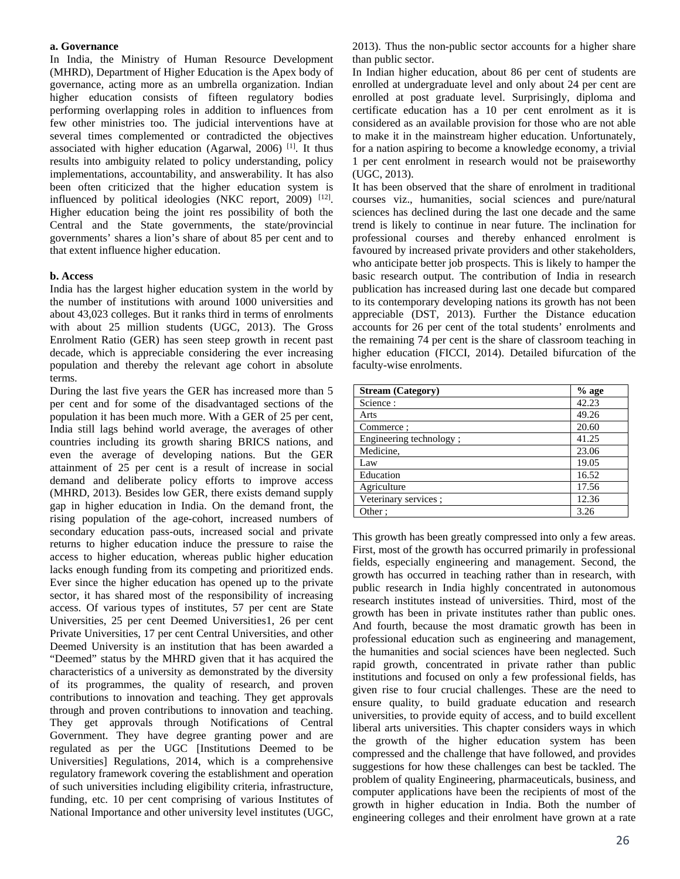**a. Governance**

In India, the Ministry of Human Resource Development (MHRD), Department of Higher Education is the Apex body of governance, acting more as an umbrella organization. Indian higher education consists of fifteen regulatory bodies performing overlapping roles in addition to influences from few other ministries too. The judicial interventions have at several times complemented or contradicted the objectives associated with higher education (Agarwal, 2006) [1]. It thus results into ambiguity related to policy understanding, policy implementations, accountability, and answerability. It has also been often criticized that the higher education system is influenced by political ideologies (NKC report, 2009) [12]. Higher education being the joint res possibility of both the Central and the State governments, the state/provincial governments' shares a lion's share of about 85 per cent and to that extent influence higher education.

**b. Access**

India has the largest higher education system in the world by the number of institutions with around 1000 universities and about 43,023 colleges. But it ranks third in terms of enrolments with about 25 million students (UGC, 2013). The Gross Enrolment Ratio (GER) has seen steep growth in recent past decade, which is appreciable considering the ever increasing population and thereby the relevant age cohort in absolute terms.

During the last five years the GER has increased more than 5 per cent and for some of the disadvantaged sections of the population it has been much more. With a GER of 25 per cent, India still lags behind world average, the averages of other countries including its growth sharing BRICS nations, and even the average of developing nations. But the GER attainment of 25 per cent is a result of increase in social demand and deliberate policy efforts to improve access (MHRD, 2013). Besides low GER, there exists demand supply gap in higher education in India. On the demand front, the rising population of the age-cohort, increased numbers of secondary education pass-outs, increased social and private returns to higher education induce the pressure to raise the access to higher education, whereas public higher education lacks enough funding from its competing and prioritized ends. Ever since the higher education has opened up to the private sector, it has shared most of the responsibility of increasing access. Of various types of institutes, 57 per cent are State Universities, 25 per cent Deemed Universities1, 26 per cent Private Universities, 17 per cent Central Universities, and other Deemed University is an institution that has been awarded a "Deemed" status by the MHRD given that it has acquired the characteristics of a university as demonstrated by the diversity of its programmes, the quality of research, and proven contributions to innovation and teaching. They get approvals through and proven contributions to innovation and teaching. They get approvals through Notifications of Central Government. They have degree granting power and are regulated as per the UGC [Institutions Deemed to be Universities] Regulations, 2014, which is a comprehensive regulatory framework covering the establishment and operation of such universities including eligibility criteria, infrastructure, funding, etc. 10 per cent comprising of various Institutes of National Importance and other university level institutes (UGC, 2013). Thus the non-public sector accounts for a higher share than public sector.

In Indian higher education, about 86 per cent of students are enrolled at undergraduate level and only about 24 per cent are enrolled at post graduate level. Surprisingly, diploma and certificate education has a 10 per cent enrolment as it is considered as an available provision for those who are not able to make it in the mainstream higher education. Unfortunately, for a nation aspiring to become a knowledge economy, a trivial 1 per cent enrolment in research would not be praiseworthy (UGC, 2013).

It has been observed that the share of enrolment in traditional courses viz., humanities, social sciences and pure/natural sciences has declined during the last one decade and the same trend is likely to continue in near future. The inclination for professional courses and thereby enhanced enrolment is favoured by increased private providers and other stakeholders, who anticipate better job prospects. This is likely to hamper the basic research output. The contribution of India in research publication has increased during last one decade but compared to its contemporary developing nations its growth has not been appreciable (DST, 2013). Further the Distance education accounts for 26 per cent of the total students' enrolments and the remaining 74 per cent is the share of classroom teaching in higher education (FICCI, 2014). Detailed bifurcation of the faculty-wise enrolments.

| Stream (Category) | % age |
|---|---|
| Science : | 42.23 |
| Arts | 49.26 |
| Commerce ; | 20.60 |
| Engineering technology ; | 41.25 |
| Medicine, | 23.06 |
| Law | 19.05 |
| Education | 16.52 |
| Agriculture | 17.56 |
| Veterinary services ; | 12.36 |
| Other ; | 3.26 |

This growth has been greatly compressed into only a few areas. First, most of the growth has occurred primarily in professional fields, especially engineering and management. Second, the growth has occurred in teaching rather than in research, with public research in India highly concentrated in autonomous research institutes instead of universities. Third, most of the growth has been in private institutes rather than public ones. And fourth, because the most dramatic growth has been in professional education such as engineering and management, the humanities and social sciences have been neglected. Such rapid growth, concentrated in private rather than public institutions and focused on only a few professional fields, has given rise to four crucial challenges. These are the need to ensure quality, to build graduate education and research universities, to provide equity of access, and to build excellent liberal arts universities. This chapter considers ways in which the growth of the higher education system has been compressed and the challenge that have followed, and provides suggestions for how these challenges can best be tackled. The problem of quality Engineering, pharmaceuticals, business, and computer applications have been the recipients of most of the growth in higher education in India. Both the number of engineering colleges and their enrolment have grown at a rate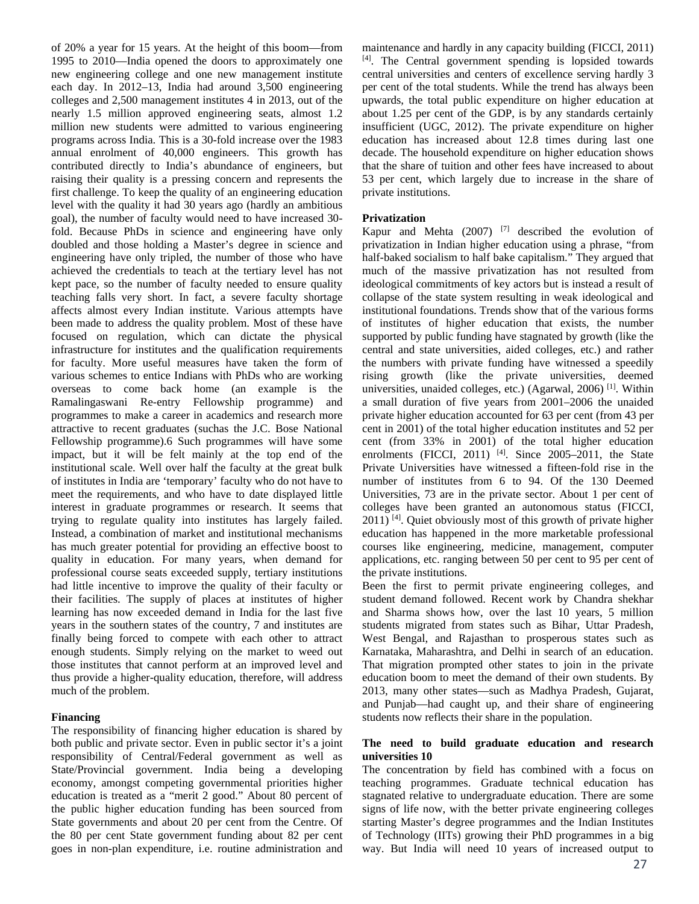of 20% a year for 15 years. At the height of this boom—from 1995 to 2010—India opened the doors to approximately one new engineering college and one new management institute each day. In 2012–13, India had around 3,500 engineering colleges and 2,500 management institutes 4 in 2013, out of the nearly 1.5 million approved engineering seats, almost 1.2 million new students were admitted to various engineering programs across India. This is a 30-fold increase over the 1983 annual enrolment of 40,000 engineers. This growth has contributed directly to India's abundance of engineers, but raising their quality is a pressing concern and represents the first challenge. To keep the quality of an engineering education level with the quality it had 30 years ago (hardly an ambitious goal), the number of faculty would need to have increased 30-fold. Because PhDs in science and engineering have only doubled and those holding a Master's degree in science and engineering have only tripled, the number of those who have achieved the credentials to teach at the tertiary level has not kept pace, so the number of faculty needed to ensure quality teaching falls very short. In fact, a severe faculty shortage affects almost every Indian institute. Various attempts have been made to address the quality problem. Most of these have focused on regulation, which can dictate the physical infrastructure for institutes and the qualification requirements for faculty. More useful measures have taken the form of various schemes to entice Indians with PhDs who are working overseas to come back home (an example is the Ramalingaswani Re-entry Fellowship programme) and programmes to make a career in academics and research more attractive to recent graduates (suchas the J.C. Bose National Fellowship programme).6 Such programmes will have some impact, but it will be felt mainly at the top end of the institutional scale. Well over half the faculty at the great bulk of institutes in India are 'temporary' faculty who do not have to meet the requirements, and who have to date displayed little interest in graduate programmes or research. It seems that trying to regulate quality into institutes has largely failed. Instead, a combination of market and institutional mechanisms has much greater potential for providing an effective boost to quality in education. For many years, when demand for professional course seats exceeded supply, tertiary institutions had little incentive to improve the quality of their faculty or their facilities. The supply of places at institutes of higher learning has now exceeded demand in India for the last five years in the southern states of the country, 7 and institutes are finally being forced to compete with each other to attract enough students. Simply relying on the market to weed out those institutes that cannot perform at an improved level and thus provide a higher-quality education, therefore, will address much of the problem.

**Financing**

The responsibility of financing higher education is shared by both public and private sector. Even in public sector it's a joint responsibility of Central/Federal government as well as State/Provincial government. India being a developing economy, amongst competing governmental priorities higher education is treated as a "merit 2 good." About 80 percent of the public higher education funding has been sourced from State governments and about 20 per cent from the Centre. Of the 80 per cent State government funding about 82 per cent goes in non-plan expenditure, i.e. routine administration and maintenance and hardly in any capacity building (FICCI, 2011) [4]. The Central government spending is lopsided towards central universities and centers of excellence serving hardly 3 per cent of the total students. While the trend has always been upwards, the total public expenditure on higher education at about 1.25 per cent of the GDP, is by any standards certainly insufficient (UGC, 2012). The private expenditure on higher education has increased about 12.8 times during last one decade. The household expenditure on higher education shows that the share of tuition and other fees have increased to about 53 per cent, which largely due to increase in the share of private institutions.

**Privatization**

Kapur and Mehta (2007) [7] described the evolution of privatization in Indian higher education using a phrase, "from half-baked socialism to half bake capitalism." They argued that much of the massive privatization has not resulted from ideological commitments of key actors but is instead a result of collapse of the state system resulting in weak ideological and institutional foundations. Trends show that of the various forms of institutes of higher education that exists, the number supported by public funding have stagnated by growth (like the central and state universities, aided colleges, etc.) and rather the numbers with private funding have witnessed a speedily rising growth (like the private universities, deemed universities, unaided colleges, etc.) (Agarwal, 2006) [1]. Within a small duration of five years from 2001–2006 the unaided private higher education accounted for 63 per cent (from 43 per cent in 2001) of the total higher education institutes and 52 per cent (from 33% in 2001) of the total higher education enrolments (FICCI, 2011) [4]. Since 2005–2011, the State Private Universities have witnessed a fifteen-fold rise in the number of institutes from 6 to 94. Of the 130 Deemed Universities, 73 are in the private sector. About 1 per cent of colleges have been granted an autonomous status (FICCI, 2011) [4]. Quiet obviously most of this growth of private higher education has happened in the more marketable professional courses like engineering, medicine, management, computer applications, etc. ranging between 50 per cent to 95 per cent of the private institutions.

Been the first to permit private engineering colleges, and student demand followed. Recent work by Chandra shekhar and Sharma shows how, over the last 10 years, 5 million students migrated from states such as Bihar, Uttar Pradesh, West Bengal, and Rajasthan to prosperous states such as Karnataka, Maharashtra, and Delhi in search of an education. That migration prompted other states to join in the private education boom to meet the demand of their own students. By 2013, many other states—such as Madhya Pradesh, Gujarat, and Punjab—had caught up, and their share of engineering students now reflects their share in the population.

**The need to build graduate education and research universities 10**

The concentration by field has combined with a focus on teaching programmes. Graduate technical education has stagnated relative to undergraduate education. There are some signs of life now, with the better private engineering colleges starting Master's degree programmes and the Indian Institutes of Technology (IITs) growing their PhD programmes in a big way. But India will need 10 years of increased output to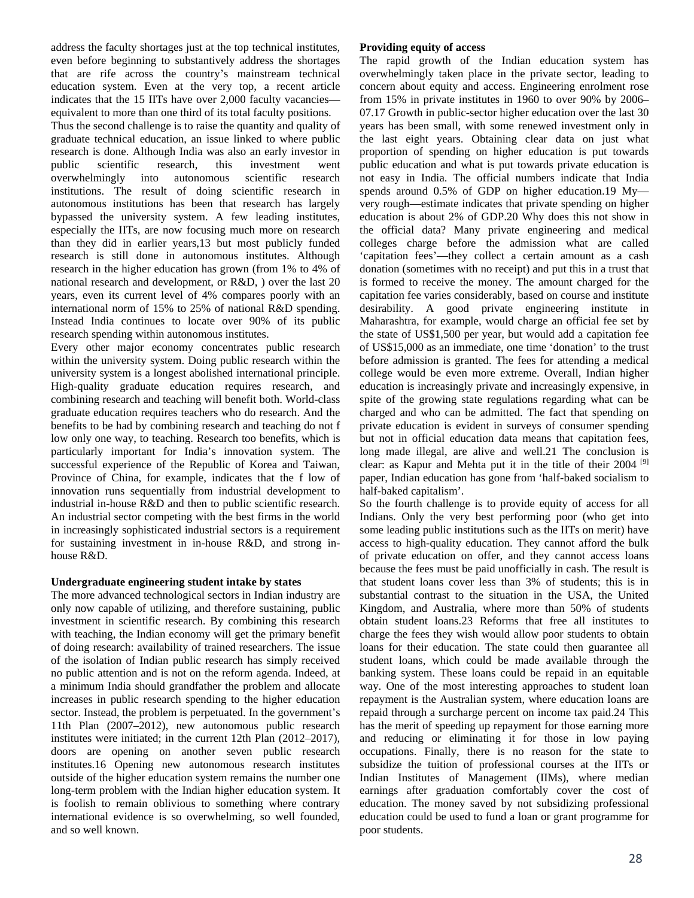address the faculty shortages just at the top technical institutes, even before beginning to substantively address the shortages that are rife across the country's mainstream technical education system. Even at the very top, a recent article indicates that the 15 IITs have over 2,000 faculty vacancies—equivalent to more than one third of its total faculty positions.

Thus the second challenge is to raise the quantity and quality of graduate technical education, an issue linked to where public research is done. Although India was also an early investor in public scientific research, this investment went overwhelmingly into autonomous scientific research institutions. The result of doing scientific research in autonomous institutions has been that research has largely bypassed the university system. A few leading institutes, especially the IITs, are now focusing much more on research than they did in earlier years,13 but most publicly funded research is still done in autonomous institutes. Although research in the higher education has grown (from 1% to 4% of national research and development, or R&D, ) over the last 20 years, even its current level of 4% compares poorly with an international norm of 15% to 25% of national R&D spending. Instead India continues to locate over 90% of its public research spending within autonomous institutes.

Every other major economy concentrates public research within the university system. Doing public research within the university system is a longest abolished international principle. High-quality graduate education requires research, and combining research and teaching will benefit both. World-class graduate education requires teachers who do research. And the benefits to be had by combining research and teaching do not f low only one way, to teaching. Research too benefits, which is particularly important for India's innovation system. The successful experience of the Republic of Korea and Taiwan, Province of China, for example, indicates that the f low of innovation runs sequentially from industrial development to industrial in-house R&D and then to public scientific research. An industrial sector competing with the best firms in the world in increasingly sophisticated industrial sectors is a requirement for sustaining investment in in-house R&D, and strong in-house R&D.

**Undergraduate engineering student intake by states**

The more advanced technological sectors in Indian industry are only now capable of utilizing, and therefore sustaining, public investment in scientific research. By combining this research with teaching, the Indian economy will get the primary benefit of doing research: availability of trained researchers. The issue of the isolation of Indian public research has simply received no public attention and is not on the reform agenda. Indeed, at a minimum India should grandfather the problem and allocate increases in public research spending to the higher education sector. Instead, the problem is perpetuated. In the government's 11th Plan (2007–2012), new autonomous public research institutes were initiated; in the current 12th Plan (2012–2017), doors are opening on another seven public research institutes.16 Opening new autonomous research institutes outside of the higher education system remains the number one long-term problem with the Indian higher education system. It is foolish to remain oblivious to something where contrary international evidence is so overwhelming, so well founded, and so well known.

**Providing equity of access**

The rapid growth of the Indian education system has overwhelmingly taken place in the private sector, leading to concern about equity and access. Engineering enrolment rose from 15% in private institutes in 1960 to over 90% by 2006–07.17 Growth in public-sector higher education over the last 30 years has been small, with some renewed investment only in the last eight years. Obtaining clear data on just what proportion of spending on higher education is put towards public education and what is put towards private education is not easy in India. The official numbers indicate that India spends around 0.5% of GDP on higher education.19 My—very rough—estimate indicates that private spending on higher education is about 2% of GDP.20 Why does this not show in the official data? Many private engineering and medical colleges charge before the admission what are called 'capitation fees'—they collect a certain amount as a cash donation (sometimes with no receipt) and put this in a trust that is formed to receive the money. The amount charged for the capitation fee varies considerably, based on course and institute desirability. A good private engineering institute in Maharashtra, for example, would charge an official fee set by the state of US$1,500 per year, but would add a capitation fee of US$15,000 as an immediate, one time 'donation' to the trust before admission is granted. The fees for attending a medical college would be even more extreme. Overall, Indian higher education is increasingly private and increasingly expensive, in spite of the growing state regulations regarding what can be charged and who can be admitted. The fact that spending on private education is evident in surveys of consumer spending but not in official education data means that capitation fees, long made illegal, are alive and well.21 The conclusion is clear: as Kapur and Mehta put it in the title of their 2004 [9] paper, Indian education has gone from 'half-baked socialism to half-baked capitalism'.

So the fourth challenge is to provide equity of access for all Indians. Only the very best performing poor (who get into some leading public institutions such as the IITs on merit) have access to high-quality education. They cannot afford the bulk of private education on offer, and they cannot access loans because the fees must be paid unofficially in cash. The result is that student loans cover less than 3% of students; this is in substantial contrast to the situation in the USA, the United Kingdom, and Australia, where more than 50% of students obtain student loans.23 Reforms that free all institutes to charge the fees they wish would allow poor students to obtain loans for their education. The state could then guarantee all student loans, which could be made available through the banking system. These loans could be repaid in an equitable way. One of the most interesting approaches to student loan repayment is the Australian system, where education loans are repaid through a surcharge percent on income tax paid.24 This has the merit of speeding up repayment for those earning more and reducing or eliminating it for those in low paying occupations. Finally, there is no reason for the state to subsidize the tuition of professional courses at the IITs or Indian Institutes of Management (IIMs), where median earnings after graduation comfortably cover the cost of education. The money saved by not subsidizing professional education could be used to fund a loan or grant programme for poor students.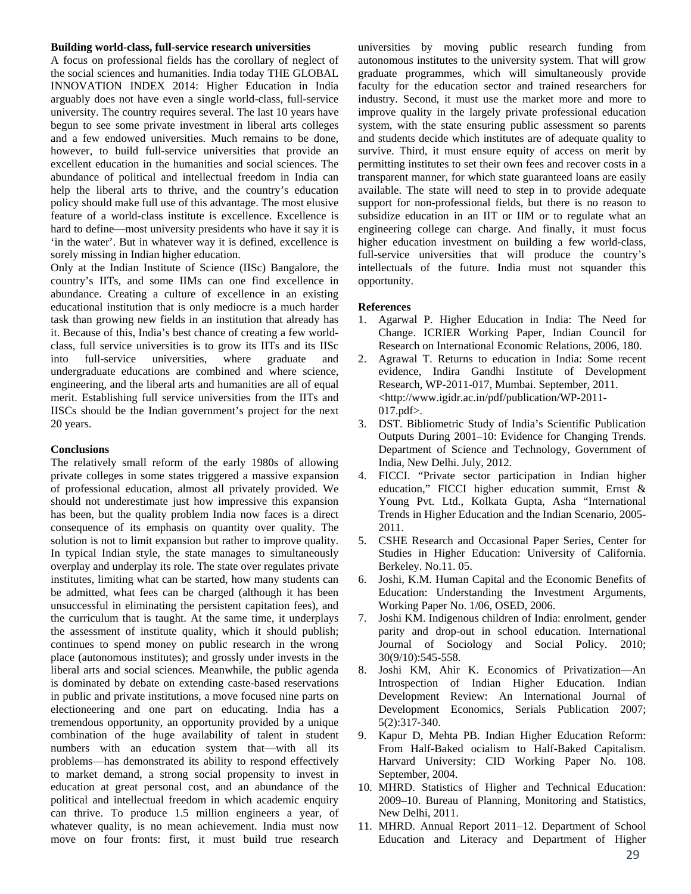**Building world-class, full-service research universities**

A focus on professional fields has the corollary of neglect of the social sciences and humanities. India today THE GLOBAL INNOVATION INDEX 2014: Higher Education in India arguably does not have even a single world-class, full-service university. The country requires several. The last 10 years have begun to see some private investment in liberal arts colleges and a few endowed universities. Much remains to be done, however, to build full-service universities that provide an excellent education in the humanities and social sciences. The abundance of political and intellectual freedom in India can help the liberal arts to thrive, and the country's education policy should make full use of this advantage. The most elusive feature of a world-class institute is excellence. Excellence is hard to define—most university presidents who have it say it is 'in the water'. But in whatever way it is defined, excellence is sorely missing in Indian higher education.

Only at the Indian Institute of Science (IISc) Bangalore, the country's IITs, and some IIMs can one find excellence in abundance. Creating a culture of excellence in an existing educational institution that is only mediocre is a much harder task than growing new fields in an institution that already has it. Because of this, India's best chance of creating a few world-class, full service universities is to grow its IITs and its IISc into full-service universities, where graduate and undergraduate educations are combined and where science, engineering, and the liberal arts and humanities are all of equal merit. Establishing full service universities from the IITs and IISCs should be the Indian government's project for the next 20 years.

**Conclusions**

The relatively small reform of the early 1980s of allowing private colleges in some states triggered a massive expansion of professional education, almost all privately provided. We should not underestimate just how impressive this expansion has been, but the quality problem India now faces is a direct consequence of its emphasis on quantity over quality. The solution is not to limit expansion but rather to improve quality. In typical Indian style, the state manages to simultaneously overplay and underplay its role. The state over regulates private institutes, limiting what can be started, how many students can be admitted, what fees can be charged (although it has been unsuccessful in eliminating the persistent capitation fees), and the curriculum that is taught. At the same time, it underplays the assessment of institute quality, which it should publish; continues to spend money on public research in the wrong place (autonomous institutes); and grossly under invests in the liberal arts and social sciences. Meanwhile, the public agenda is dominated by debate on extending caste-based reservations in public and private institutions, a move focused nine parts on electioneering and one part on educating. India has a tremendous opportunity, an opportunity provided by a unique combination of the huge availability of talent in student numbers with an education system that—with all its problems—has demonstrated its ability to respond effectively to market demand, a strong social propensity to invest in education at great personal cost, and an abundance of the political and intellectual freedom in which academic enquiry can thrive. To produce 1.5 million engineers a year, of whatever quality, is no mean achievement. India must now move on four fronts: first, it must build true research universities by moving public research funding from autonomous institutes to the university system. That will grow graduate programmes, which will simultaneously provide faculty for the education sector and trained researchers for industry. Second, it must use the market more and more to improve quality in the largely private professional education system, with the state ensuring public assessment so parents and students decide which institutes are of adequate quality to survive. Third, it must ensure equity of access on merit by permitting institutes to set their own fees and recover costs in a transparent manner, for which state guaranteed loans are easily available. The state will need to step in to provide adequate support for non-professional fields, but there is no reason to subsidize education in an IIT or IIM or to regulate what an engineering college can charge. And finally, it must focus higher education investment on building a few world-class, full-service universities that will produce the country's intellectuals of the future. India must not squander this opportunity.

**References**

1. Agarwal P. Higher Education in India: The Need for Change. ICRIER Working Paper, Indian Council for Research on International Economic Relations, 2006, 180.
2. Agrawal T. Returns to education in India: Some recent evidence, Indira Gandhi Institute of Development Research, WP-2011-017, Mumbai. September, 2011. <http://www.igidr.ac.in/pdf/publication/WP-2011-017.pdf>.
3. DST. Bibliometric Study of India's Scientific Publication Outputs During 2001–10: Evidence for Changing Trends. Department of Science and Technology, Government of India, New Delhi. July, 2012.
4. FICCI. "Private sector participation in Indian higher education," FICCI higher education summit, Ernst & Young Pvt. Ltd., Kolkata Gupta, Asha "International Trends in Higher Education and the Indian Scenario, 2005-2011.
5. CSHE Research and Occasional Paper Series, Center for Studies in Higher Education: University of California. Berkeley. No.11. 05.
6. Joshi, K.M. Human Capital and the Economic Benefits of Education: Understanding the Investment Arguments, Working Paper No. 1/06, OSED, 2006.
7. Joshi KM. Indigenous children of India: enrolment, gender parity and drop-out in school education. International Journal of Sociology and Social Policy. 2010; 30(9/10):545-558.
8. Joshi KM, Ahir K. Economics of Privatization—An Introspection of Indian Higher Education. Indian Development Review: An International Journal of Development Economics, Serials Publication 2007; 5(2):317-340.
9. Kapur D, Mehta PB. Indian Higher Education Reform: From Half-Baked ocialism to Half-Baked Capitalism. Harvard University: CID Working Paper No. 108. September, 2004.
10. MHRD. Statistics of Higher and Technical Education: 2009–10. Bureau of Planning, Monitoring and Statistics, New Delhi, 2011.
11. MHRD. Annual Report 2011–12. Department of School Education and Literacy and Department of Higher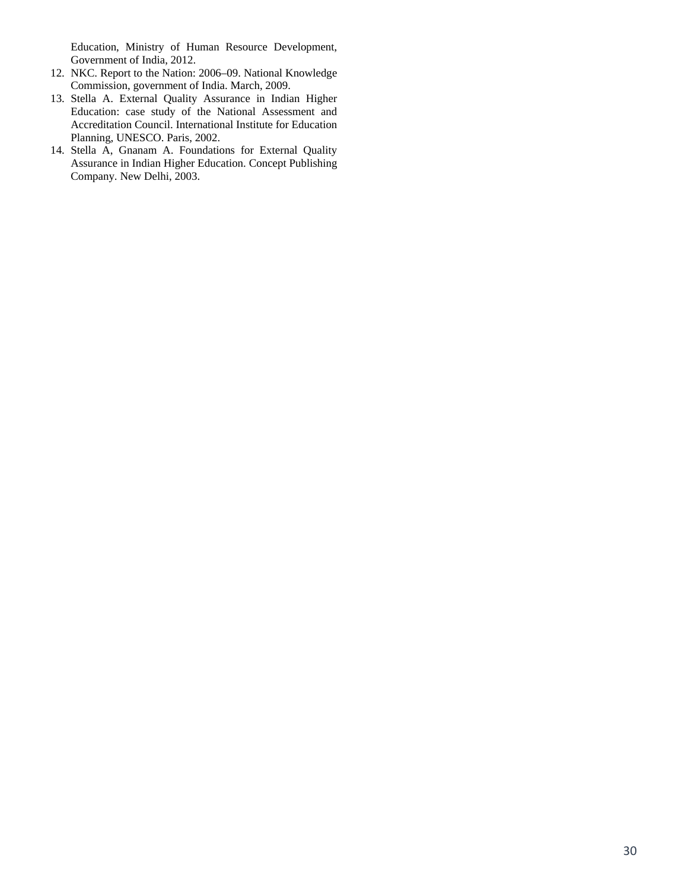Education, Ministry of Human Resource Development, Government of India, 2012.

12. NKC. Report to the Nation: 2006–09. National Knowledge Commission, government of India. March, 2009.
13. Stella A. External Quality Assurance in Indian Higher Education: case study of the National Assessment and Accreditation Council. International Institute for Education Planning, UNESCO. Paris, 2002.
14. Stella A, Gnanam A. Foundations for External Quality Assurance in Indian Higher Education. Concept Publishing Company. New Delhi, 2003.